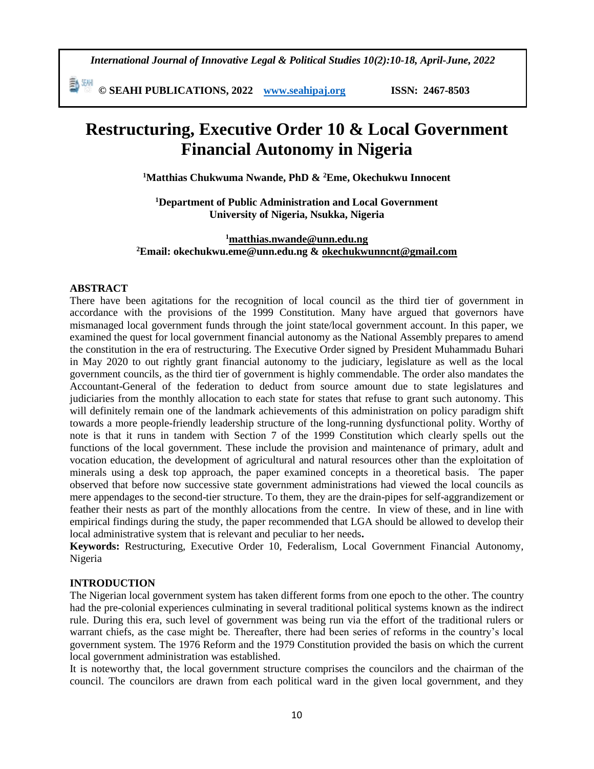# Restructuring, Executive Order 10 & Local Government Financial Autonomy in Nigeria

**[1]Matthias Chukwuma Nwande, PhD & [2]Eme, Okechukwu Innocent**

**[1]Department of Public Administration and Local Government**
**University of Nigeria, Nsukka, Nigeria**

**[1]matthias.nwande@unn.edu.ng**
**[2]Email: okechukwu.eme@unn.edu.ng & okechukwunncnt@gmail.com**

## ABSTRACT

There have been agitations for the recognition of local council as the third tier of government in accordance with the provisions of the 1999 Constitution. Many have argued that governors have mismanaged local government funds through the joint state/local government account. In this paper, we examined the quest for local government financial autonomy as the National Assembly prepares to amend the constitution in the era of restructuring. The Executive Order signed by President Muhammadu Buhari in May 2020 to out rightly grant financial autonomy to the judiciary, legislature as well as the local government councils, as the third tier of government is highly commendable. The order also mandates the Accountant-General of the federation to deduct from source amount due to state legislatures and judiciaries from the monthly allocation to each state for states that refuse to grant such autonomy. This will definitely remain one of the landmark achievements of this administration on policy paradigm shift towards a more people-friendly leadership structure of the long-running dysfunctional polity. Worthy of note is that it runs in tandem with Section 7 of the 1999 Constitution which clearly spells out the functions of the local government. These include the provision and maintenance of primary, adult and vocation education, the development of agricultural and natural resources other than the exploitation of minerals using a desk top approach, the paper examined concepts in a theoretical basis. The paper observed that before now successive state government administrations had viewed the local councils as mere appendages to the second-tier structure. To them, they are the drain-pipes for self-aggrandizement or feather their nests as part of the monthly allocations from the centre. In view of these, and in line with empirical findings during the study, the paper recommended that LGA should be allowed to develop their local administrative system that is relevant and peculiar to her needs**.**

**Keywords:** Restructuring, Executive Order 10, Federalism, Local Government Financial Autonomy, Nigeria

## INTRODUCTION

The Nigerian local government system has taken different forms from one epoch to the other. The country had the pre-colonial experiences culminating in several traditional political systems known as the indirect rule. During this era, such level of government was being run via the effort of the traditional rulers or warrant chiefs, as the case might be. Thereafter, there had been series of reforms in the country's local government system. The 1976 Reform and the 1979 Constitution provided the basis on which the current local government administration was established.

It is noteworthy that, the local government structure comprises the councilors and the chairman of the council. The councilors are drawn from each political ward in the given local government, and they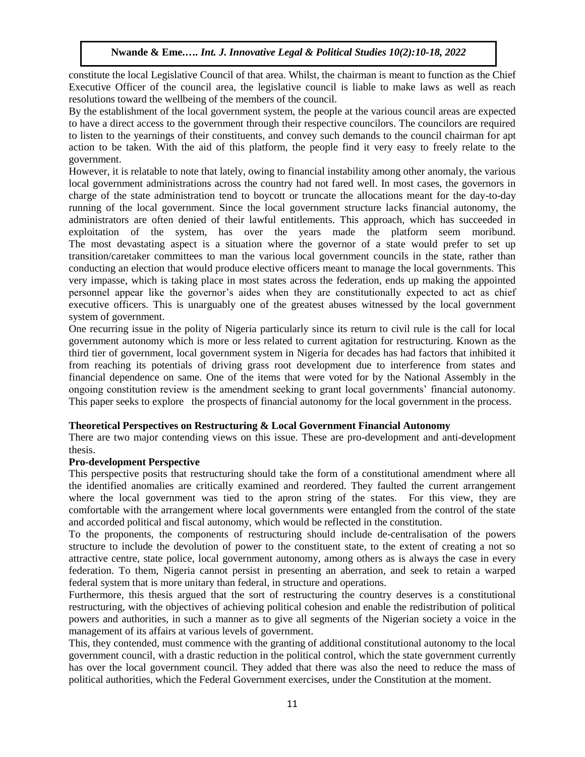constitute the local Legislative Council of that area. Whilst, the chairman is meant to function as the Chief Executive Officer of the council area, the legislative council is liable to make laws as well as reach resolutions toward the wellbeing of the members of the council.

By the establishment of the local government system, the people at the various council areas are expected to have a direct access to the government through their respective councilors. The councilors are required to listen to the yearnings of their constituents, and convey such demands to the council chairman for apt action to be taken. With the aid of this platform, the people find it very easy to freely relate to the government.

However, it is relatable to note that lately, owing to financial instability among other anomaly, the various local government administrations across the country had not fared well. In most cases, the governors in charge of the state administration tend to boycott or truncate the allocations meant for the day-to-day running of the local government. Since the local government structure lacks financial autonomy, the administrators are often denied of their lawful entitlements. This approach, which has succeeded in exploitation of the system, has over the years made the platform seem moribund. The most devastating aspect is a situation where the governor of a state would prefer to set up transition/caretaker committees to man the various local government councils in the state, rather than conducting an election that would produce elective officers meant to manage the local governments. This very impasse, which is taking place in most states across the federation, ends up making the appointed personnel appear like the governor's aides when they are constitutionally expected to act as chief executive officers. This is unarguably one of the greatest abuses witnessed by the local government system of government.

One recurring issue in the polity of Nigeria particularly since its return to civil rule is the call for local government autonomy which is more or less related to current agitation for restructuring. Known as the third tier of government, local government system in Nigeria for decades has had factors that inhibited it from reaching its potentials of driving grass root development due to interference from states and financial dependence on same. One of the items that were voted for by the National Assembly in the ongoing constitution review is the amendment seeking to grant local governments' financial autonomy. This paper seeks to explore the prospects of financial autonomy for the local government in the process.

## Theoretical Perspectives on Restructuring & Local Government Financial Autonomy

There are two major contending views on this issue. These are pro-development and anti-development thesis.

### Pro-development Perspective

This perspective posits that restructuring should take the form of a constitutional amendment where all the identified anomalies are critically examined and reordered. They faulted the current arrangement where the local government was tied to the apron string of the states. For this view, they are comfortable with the arrangement where local governments were entangled from the control of the state and accorded political and fiscal autonomy, which would be reflected in the constitution.

To the proponents, the components of restructuring should include de-centralisation of the powers structure to include the devolution of power to the constituent state, to the extent of creating a not so attractive centre, state police, local government autonomy, among others as is always the case in every federation. To them, Nigeria cannot persist in presenting an aberration, and seek to retain a warped federal system that is more unitary than federal, in structure and operations.

Furthermore, this thesis argued that the sort of restructuring the country deserves is a constitutional restructuring, with the objectives of achieving political cohesion and enable the redistribution of political powers and authorities, in such a manner as to give all segments of the Nigerian society a voice in the management of its affairs at various levels of government.

This, they contended, must commence with the granting of additional constitutional autonomy to the local government council, with a drastic reduction in the political control, which the state government currently has over the local government council. They added that there was also the need to reduce the mass of political authorities, which the Federal Government exercises, under the Constitution at the moment.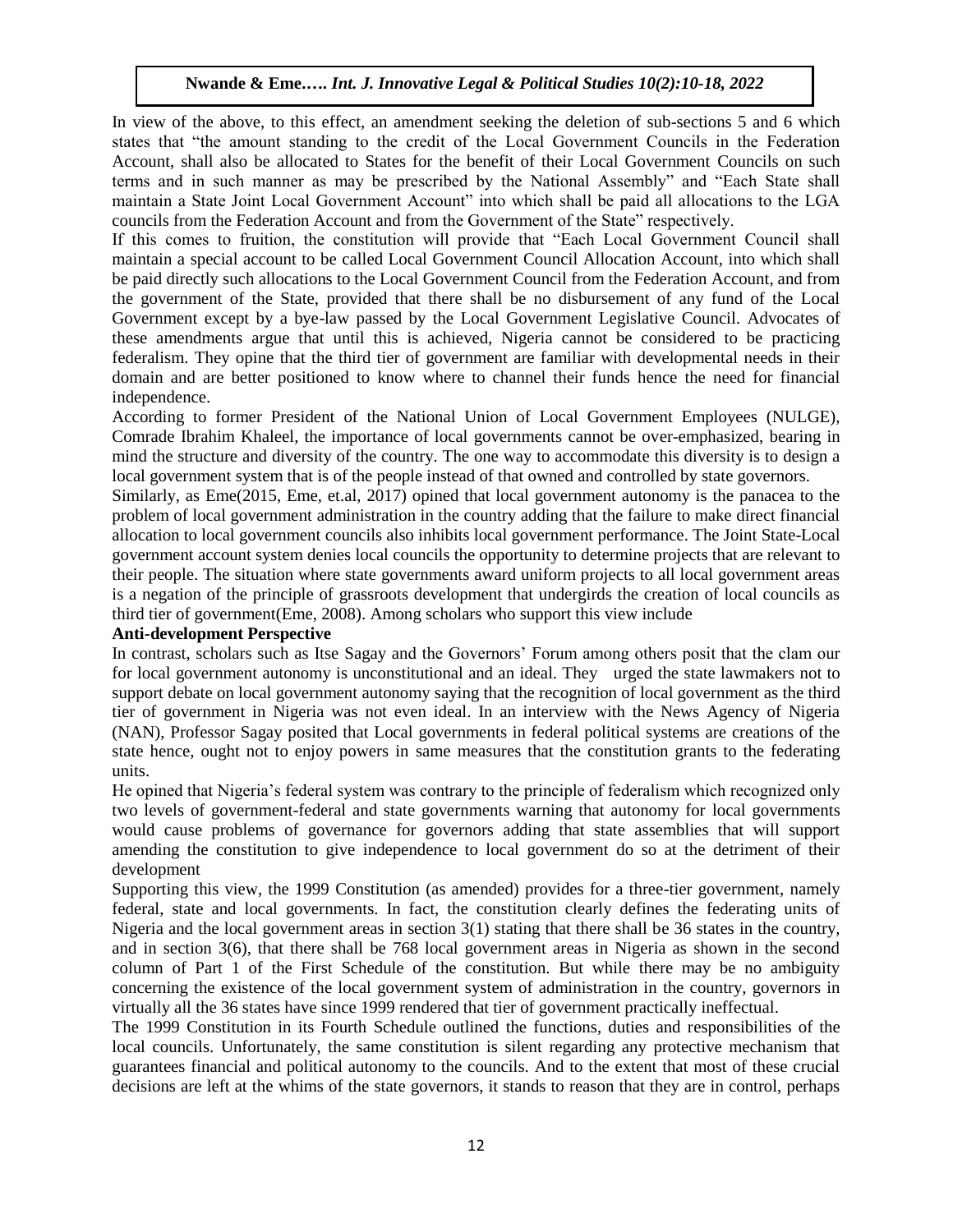In view of the above, to this effect, an amendment seeking the deletion of sub-sections 5 and 6 which states that "the amount standing to the credit of the Local Government Councils in the Federation Account, shall also be allocated to States for the benefit of their Local Government Councils on such terms and in such manner as may be prescribed by the National Assembly" and "Each State shall maintain a State Joint Local Government Account" into which shall be paid all allocations to the LGA councils from the Federation Account and from the Government of the State" respectively.

If this comes to fruition, the constitution will provide that "Each Local Government Council shall maintain a special account to be called Local Government Council Allocation Account, into which shall be paid directly such allocations to the Local Government Council from the Federation Account, and from the government of the State, provided that there shall be no disbursement of any fund of the Local Government except by a bye-law passed by the Local Government Legislative Council. Advocates of these amendments argue that until this is achieved, Nigeria cannot be considered to be practicing federalism. They opine that the third tier of government are familiar with developmental needs in their domain and are better positioned to know where to channel their funds hence the need for financial independence.

According to former President of the National Union of Local Government Employees (NULGE), Comrade Ibrahim Khaleel, the importance of local governments cannot be over-emphasized, bearing in mind the structure and diversity of the country. The one way to accommodate this diversity is to design a local government system that is of the people instead of that owned and controlled by state governors.

Similarly, as Eme(2015, Eme, et.al, 2017) opined that local government autonomy is the panacea to the problem of local government administration in the country adding that the failure to make direct financial allocation to local government councils also inhibits local government performance. The Joint State-Local government account system denies local councils the opportunity to determine projects that are relevant to their people. The situation where state governments award uniform projects to all local government areas is a negation of the principle of grassroots development that undergirds the creation of local councils as third tier of government(Eme, 2008). Among scholars who support this view include

**Anti-development Perspective**

In contrast, scholars such as Itse Sagay and the Governors' Forum among others posit that the clam our for local government autonomy is unconstitutional and an ideal. They urged the state lawmakers not to support debate on local government autonomy saying that the recognition of local government as the third tier of government in Nigeria was not even ideal. In an interview with the News Agency of Nigeria (NAN), Professor Sagay posited that Local governments in federal political systems are creations of the state hence, ought not to enjoy powers in same measures that the constitution grants to the federating units.

He opined that Nigeria's federal system was contrary to the principle of federalism which recognized only two levels of government-federal and state governments warning that autonomy for local governments would cause problems of governance for governors adding that state assemblies that will support amending the constitution to give independence to local government do so at the detriment of their development

Supporting this view, the 1999 Constitution (as amended) provides for a three-tier government, namely federal, state and local governments. In fact, the constitution clearly defines the federating units of Nigeria and the local government areas in section 3(1) stating that there shall be 36 states in the country, and in section 3(6), that there shall be 768 local government areas in Nigeria as shown in the second column of Part 1 of the First Schedule of the constitution. But while there may be no ambiguity concerning the existence of the local government system of administration in the country, governors in virtually all the 36 states have since 1999 rendered that tier of government practically ineffectual.

The 1999 Constitution in its Fourth Schedule outlined the functions, duties and responsibilities of the local councils. Unfortunately, the same constitution is silent regarding any protective mechanism that guarantees financial and political autonomy to the councils. And to the extent that most of these crucial decisions are left at the whims of the state governors, it stands to reason that they are in control, perhaps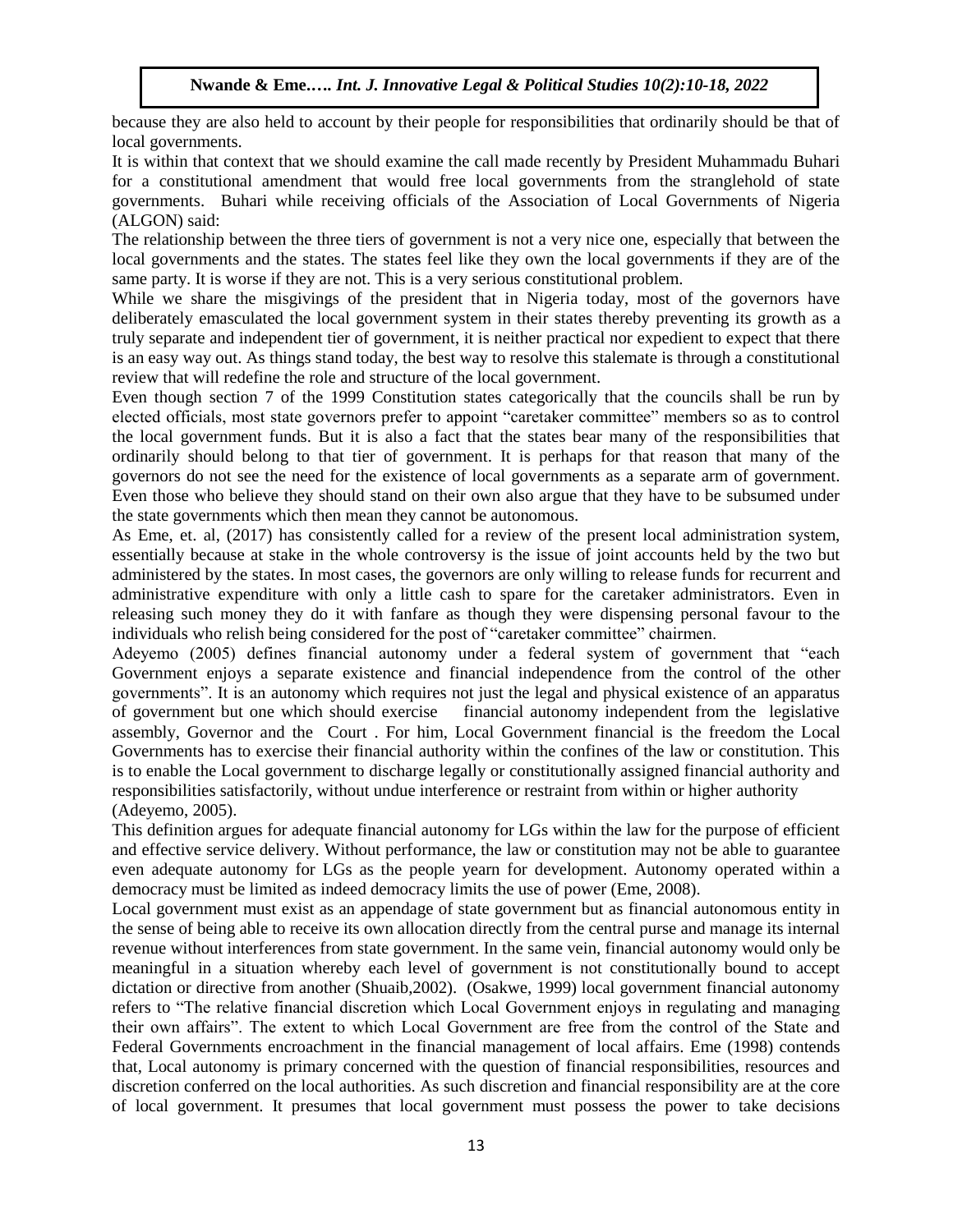because they are also held to account by their people for responsibilities that ordinarily should be that of local governments.

It is within that context that we should examine the call made recently by President Muhammadu Buhari for a constitutional amendment that would free local governments from the stranglehold of state governments. Buhari while receiving officials of the Association of Local Governments of Nigeria (ALGON) said:

The relationship between the three tiers of government is not a very nice one, especially that between the local governments and the states. The states feel like they own the local governments if they are of the same party. It is worse if they are not. This is a very serious constitutional problem.

While we share the misgivings of the president that in Nigeria today, most of the governors have deliberately emasculated the local government system in their states thereby preventing its growth as a truly separate and independent tier of government, it is neither practical nor expedient to expect that there is an easy way out. As things stand today, the best way to resolve this stalemate is through a constitutional review that will redefine the role and structure of the local government.

Even though section 7 of the 1999 Constitution states categorically that the councils shall be run by elected officials, most state governors prefer to appoint "caretaker committee" members so as to control the local government funds. But it is also a fact that the states bear many of the responsibilities that ordinarily should belong to that tier of government. It is perhaps for that reason that many of the governors do not see the need for the existence of local governments as a separate arm of government. Even those who believe they should stand on their own also argue that they have to be subsumed under the state governments which then mean they cannot be autonomous.

As Eme, et. al, (2017) has consistently called for a review of the present local administration system, essentially because at stake in the whole controversy is the issue of joint accounts held by the two but administered by the states. In most cases, the governors are only willing to release funds for recurrent and administrative expenditure with only a little cash to spare for the caretaker administrators. Even in releasing such money they do it with fanfare as though they were dispensing personal favour to the individuals who relish being considered for the post of "caretaker committee" chairmen.

Adeyemo (2005) defines financial autonomy under a federal system of government that "each Government enjoys a separate existence and financial independence from the control of the other governments". It is an autonomy which requires not just the legal and physical existence of an apparatus of government but one which should exercise financial autonomy independent from the legislative assembly, Governor and the Court . For him, Local Government financial is the freedom the Local Governments has to exercise their financial authority within the confines of the law or constitution. This is to enable the Local government to discharge legally or constitutionally assigned financial authority and responsibilities satisfactorily, without undue interference or restraint from within or higher authority (Adeyemo, 2005).

This definition argues for adequate financial autonomy for LGs within the law for the purpose of efficient and effective service delivery. Without performance, the law or constitution may not be able to guarantee even adequate autonomy for LGs as the people yearn for development. Autonomy operated within a democracy must be limited as indeed democracy limits the use of power (Eme, 2008).

Local government must exist as an appendage of state government but as financial autonomous entity in the sense of being able to receive its own allocation directly from the central purse and manage its internal revenue without interferences from state government. In the same vein, financial autonomy would only be meaningful in a situation whereby each level of government is not constitutionally bound to accept dictation or directive from another (Shuaib,2002). (Osakwe, 1999) local government financial autonomy refers to "The relative financial discretion which Local Government enjoys in regulating and managing their own affairs". The extent to which Local Government are free from the control of the State and Federal Governments encroachment in the financial management of local affairs. Eme (1998) contends that, Local autonomy is primary concerned with the question of financial responsibilities, resources and discretion conferred on the local authorities. As such discretion and financial responsibility are at the core of local government. It presumes that local government must possess the power to take decisions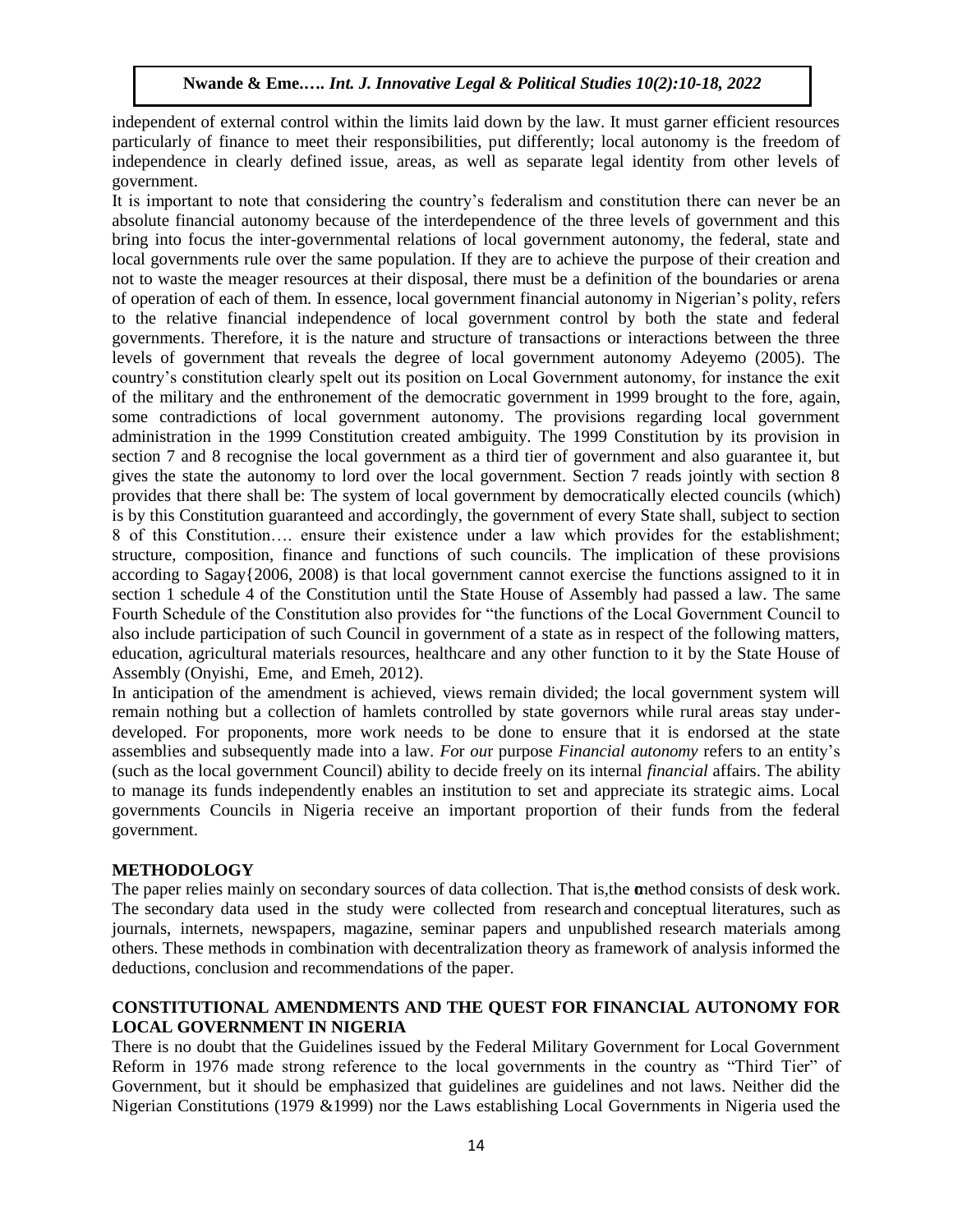independent of external control within the limits laid down by the law. It must garner efficient resources particularly of finance to meet their responsibilities, put differently; local autonomy is the freedom of independence in clearly defined issue, areas, as well as separate legal identity from other levels of government.

It is important to note that considering the country's federalism and constitution there can never be an absolute financial autonomy because of the interdependence of the three levels of government and this bring into focus the inter-governmental relations of local government autonomy, the federal, state and local governments rule over the same population. If they are to achieve the purpose of their creation and not to waste the meager resources at their disposal, there must be a definition of the boundaries or arena of operation of each of them. In essence, local government financial autonomy in Nigerian's polity, refers to the relative financial independence of local government control by both the state and federal governments. Therefore, it is the nature and structure of transactions or interactions between the three levels of government that reveals the degree of local government autonomy Adeyemo (2005). The country's constitution clearly spelt out its position on Local Government autonomy, for instance the exit of the military and the enthronement of the democratic government in 1999 brought to the fore, again, some contradictions of local government autonomy. The provisions regarding local government administration in the 1999 Constitution created ambiguity. The 1999 Constitution by its provision in section 7 and 8 recognise the local government as a third tier of government and also guarantee it, but gives the state the autonomy to lord over the local government. Section 7 reads jointly with section 8 provides that there shall be: The system of local government by democratically elected councils (which) is by this Constitution guaranteed and accordingly, the government of every State shall, subject to section 8 of this Constitution…. ensure their existence under a law which provides for the establishment; structure, composition, finance and functions of such councils. The implication of these provisions according to Sagay{2006, 2008) is that local government cannot exercise the functions assigned to it in section 1 schedule 4 of the Constitution until the State House of Assembly had passed a law. The same Fourth Schedule of the Constitution also provides for "the functions of the Local Government Council to also include participation of such Council in government of a state as in respect of the following matters, education, agricultural materials resources, healthcare and any other function to it by the State House of Assembly (Onyishi, Eme, and Emeh, 2012).

In anticipation of the amendment is achieved, views remain divided; the local government system will remain nothing but a collection of hamlets controlled by state governors while rural areas stay under-developed. For proponents, more work needs to be done to ensure that it is endorsed at the state assemblies and subsequently made into a law. *For our* purpose *Financial autonomy* refers to an entity's (such as the local government Council) ability to decide freely on its internal *financial* affairs. The ability to manage its funds independently enables an institution to set and appreciate its strategic aims. Local governments Councils in Nigeria receive an important proportion of their funds from the federal government.

## METHODOLOGY

The paper relies mainly on secondary sources of data collection. That is,the method consists of desk work. The secondary data used in the study were collected from research and conceptual literatures, such as journals, internets, newspapers, magazine, seminar papers and unpublished research materials among others. These methods in combination with decentralization theory as framework of analysis informed the deductions, conclusion and recommendations of the paper.

## CONSTITUTIONAL AMENDMENTS AND THE QUEST FOR FINANCIAL AUTONOMY FOR LOCAL GOVERNMENT IN NIGERIA

There is no doubt that the Guidelines issued by the Federal Military Government for Local Government Reform in 1976 made strong reference to the local governments in the country as "Third Tier" of Government, but it should be emphasized that guidelines are guidelines and not laws. Neither did the Nigerian Constitutions (1979 &1999) nor the Laws establishing Local Governments in Nigeria used the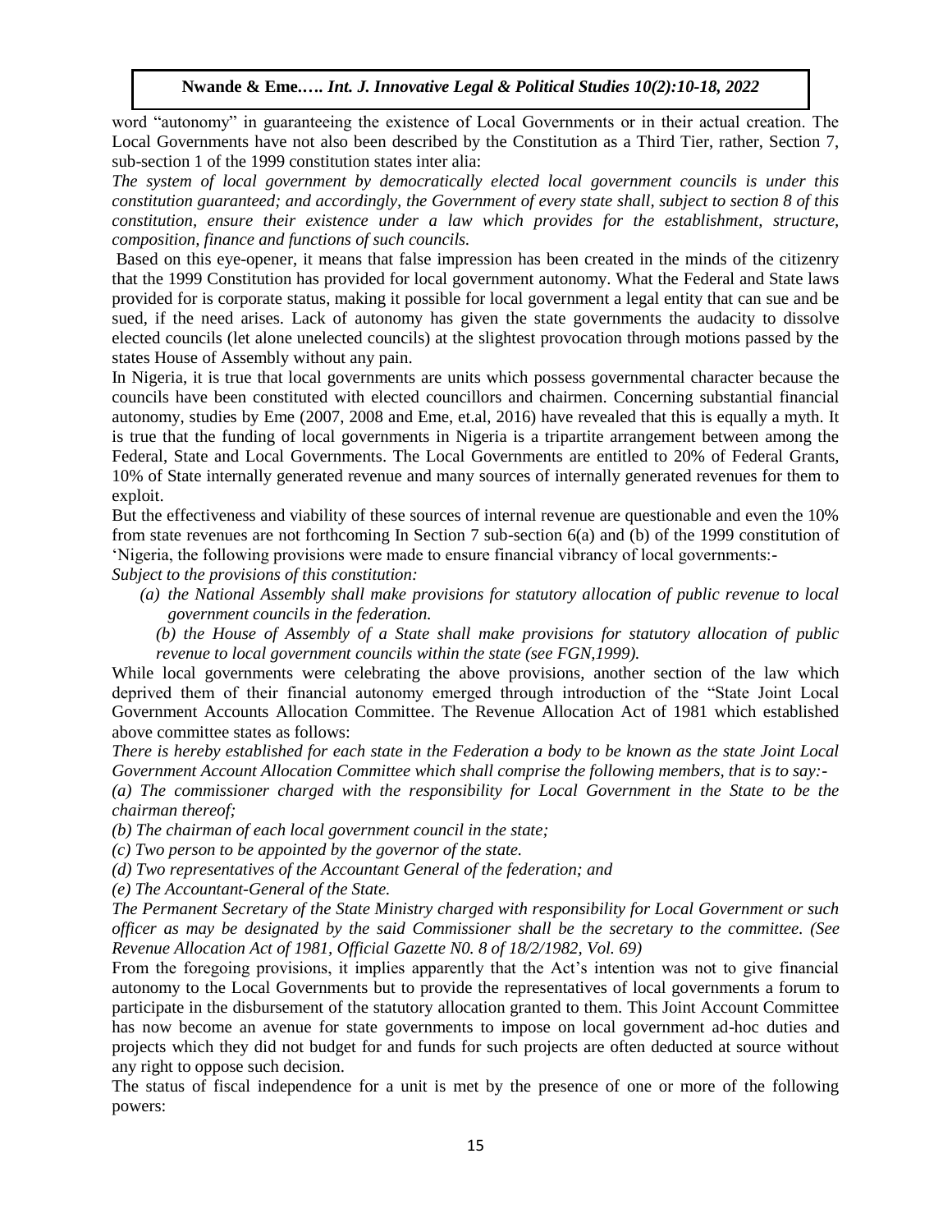word "autonomy" in guaranteeing the existence of Local Governments or in their actual creation. The Local Governments have not also been described by the Constitution as a Third Tier, rather, Section 7, sub-section 1 of the 1999 constitution states inter alia:

*The system of local government by democratically elected local government councils is under this constitution guaranteed; and accordingly, the Government of every state shall, subject to section 8 of this constitution, ensure their existence under a law which provides for the establishment, structure, composition, finance and functions of such councils.*

Based on this eye-opener, it means that false impression has been created in the minds of the citizenry that the 1999 Constitution has provided for local government autonomy. What the Federal and State laws provided for is corporate status, making it possible for local government a legal entity that can sue and be sued, if the need arises. Lack of autonomy has given the state governments the audacity to dissolve elected councils (let alone unelected councils) at the slightest provocation through motions passed by the states House of Assembly without any pain.

In Nigeria, it is true that local governments are units which possess governmental character because the councils have been constituted with elected councillors and chairmen. Concerning substantial financial autonomy, studies by Eme (2007, 2008 and Eme, et.al, 2016) have revealed that this is equally a myth. It is true that the funding of local governments in Nigeria is a tripartite arrangement between among the Federal, State and Local Governments. The Local Governments are entitled to 20% of Federal Grants, 10% of State internally generated revenue and many sources of internally generated revenues for them to exploit.

But the effectiveness and viability of these sources of internal revenue are questionable and even the 10% from state revenues are not forthcoming In Section 7 sub-section 6(a) and (b) of the 1999 constitution of 'Nigeria, the following provisions were made to ensure financial vibrancy of local governments:-

*Subject to the provisions of this constitution:*

*(a) the National Assembly shall make provisions for statutory allocation of public revenue to local government councils in the federation.*

*(b) the House of Assembly of a State shall make provisions for statutory allocation of public revenue to local government councils within the state (see FGN,1999).*

While local governments were celebrating the above provisions, another section of the law which deprived them of their financial autonomy emerged through introduction of the "State Joint Local Government Accounts Allocation Committee. The Revenue Allocation Act of 1981 which established above committee states as follows:

*There is hereby established for each state in the Federation a body to be known as the state Joint Local Government Account Allocation Committee which shall comprise the following members, that is to say:-*

*(a) The commissioner charged with the responsibility for Local Government in the State to be the chairman thereof;*

*(b) The chairman of each local government council in the state;*

*(c) Two person to be appointed by the governor of the state.*

*(d) Two representatives of the Accountant General of the federation; and*

*(e) The Accountant-General of the State.*

*The Permanent Secretary of the State Ministry charged with responsibility for Local Government or such officer as may be designated by the said Commissioner shall be the secretary to the committee. (See Revenue Allocation Act of 1981, Official Gazette N0. 8 of 18/2/1982, Vol. 69)*

From the foregoing provisions, it implies apparently that the Act's intention was not to give financial autonomy to the Local Governments but to provide the representatives of local governments a forum to participate in the disbursement of the statutory allocation granted to them. This Joint Account Committee has now become an avenue for state governments to impose on local government ad-hoc duties and projects which they did not budget for and funds for such projects are often deducted at source without any right to oppose such decision.

The status of fiscal independence for a unit is met by the presence of one or more of the following powers: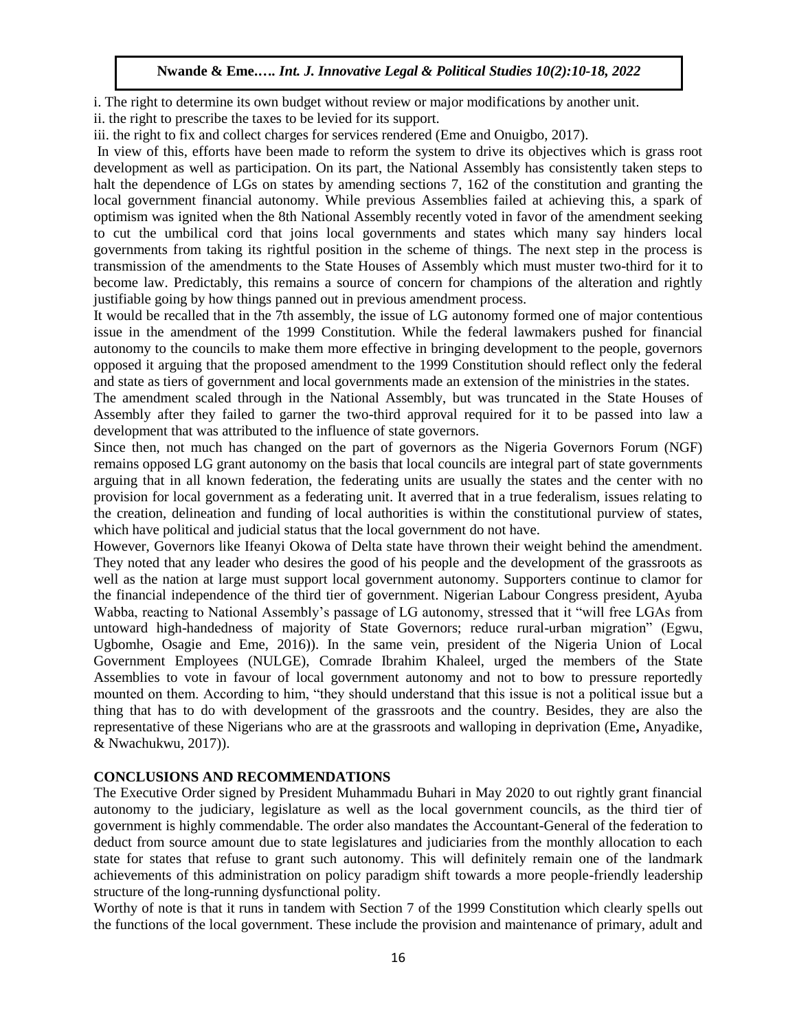i. The right to determine its own budget without review or major modifications by another unit.

ii. the right to prescribe the taxes to be levied for its support.

iii. the right to fix and collect charges for services rendered (Eme and Onuigbo, 2017).

In view of this, efforts have been made to reform the system to drive its objectives which is grass root development as well as participation. On its part, the National Assembly has consistently taken steps to halt the dependence of LGs on states by amending sections 7, 162 of the constitution and granting the local government financial autonomy. While previous Assemblies failed at achieving this, a spark of optimism was ignited when the 8th National Assembly recently voted in favor of the amendment seeking to cut the umbilical cord that joins local governments and states which many say hinders local governments from taking its rightful position in the scheme of things. The next step in the process is transmission of the amendments to the State Houses of Assembly which must muster two-third for it to become law. Predictably, this remains a source of concern for champions of the alteration and rightly justifiable going by how things panned out in previous amendment process.

It would be recalled that in the 7th assembly, the issue of LG autonomy formed one of major contentious issue in the amendment of the 1999 Constitution. While the federal lawmakers pushed for financial autonomy to the councils to make them more effective in bringing development to the people, governors opposed it arguing that the proposed amendment to the 1999 Constitution should reflect only the federal and state as tiers of government and local governments made an extension of the ministries in the states.

The amendment scaled through in the National Assembly, but was truncated in the State Houses of Assembly after they failed to garner the two-third approval required for it to be passed into law a development that was attributed to the influence of state governors.

Since then, not much has changed on the part of governors as the Nigeria Governors Forum (NGF) remains opposed LG grant autonomy on the basis that local councils are integral part of state governments arguing that in all known federation, the federating units are usually the states and the center with no provision for local government as a federating unit. It averred that in a true federalism, issues relating to the creation, delineation and funding of local authorities is within the constitutional purview of states, which have political and judicial status that the local government do not have.

However, Governors like Ifeanyi Okowa of Delta state have thrown their weight behind the amendment. They noted that any leader who desires the good of his people and the development of the grassroots as well as the nation at large must support local government autonomy. Supporters continue to clamor for the financial independence of the third tier of government. Nigerian Labour Congress president, Ayuba Wabba, reacting to National Assembly's passage of LG autonomy, stressed that it "will free LGAs from untoward high-handedness of majority of State Governors; reduce rural-urban migration" (Egwu, Ugbomhe, Osagie and Eme, 2016)). In the same vein, president of the Nigeria Union of Local Government Employees (NULGE), Comrade Ibrahim Khaleel, urged the members of the State Assemblies to vote in favour of local government autonomy and not to bow to pressure reportedly mounted on them. According to him, "they should understand that this issue is not a political issue but a thing that has to do with development of the grassroots and the country. Besides, they are also the representative of these Nigerians who are at the grassroots and walloping in deprivation (Eme**,** Anyadike, & Nwachukwu, 2017)).

## CONCLUSIONS AND RECOMMENDATIONS

The Executive Order signed by President Muhammadu Buhari in May 2020 to out rightly grant financial autonomy to the judiciary, legislature as well as the local government councils, as the third tier of government is highly commendable. The order also mandates the Accountant-General of the federation to deduct from source amount due to state legislatures and judiciaries from the monthly allocation to each state for states that refuse to grant such autonomy. This will definitely remain one of the landmark achievements of this administration on policy paradigm shift towards a more people-friendly leadership structure of the long-running dysfunctional polity.

Worthy of note is that it runs in tandem with Section 7 of the 1999 Constitution which clearly spells out the functions of the local government. These include the provision and maintenance of primary, adult and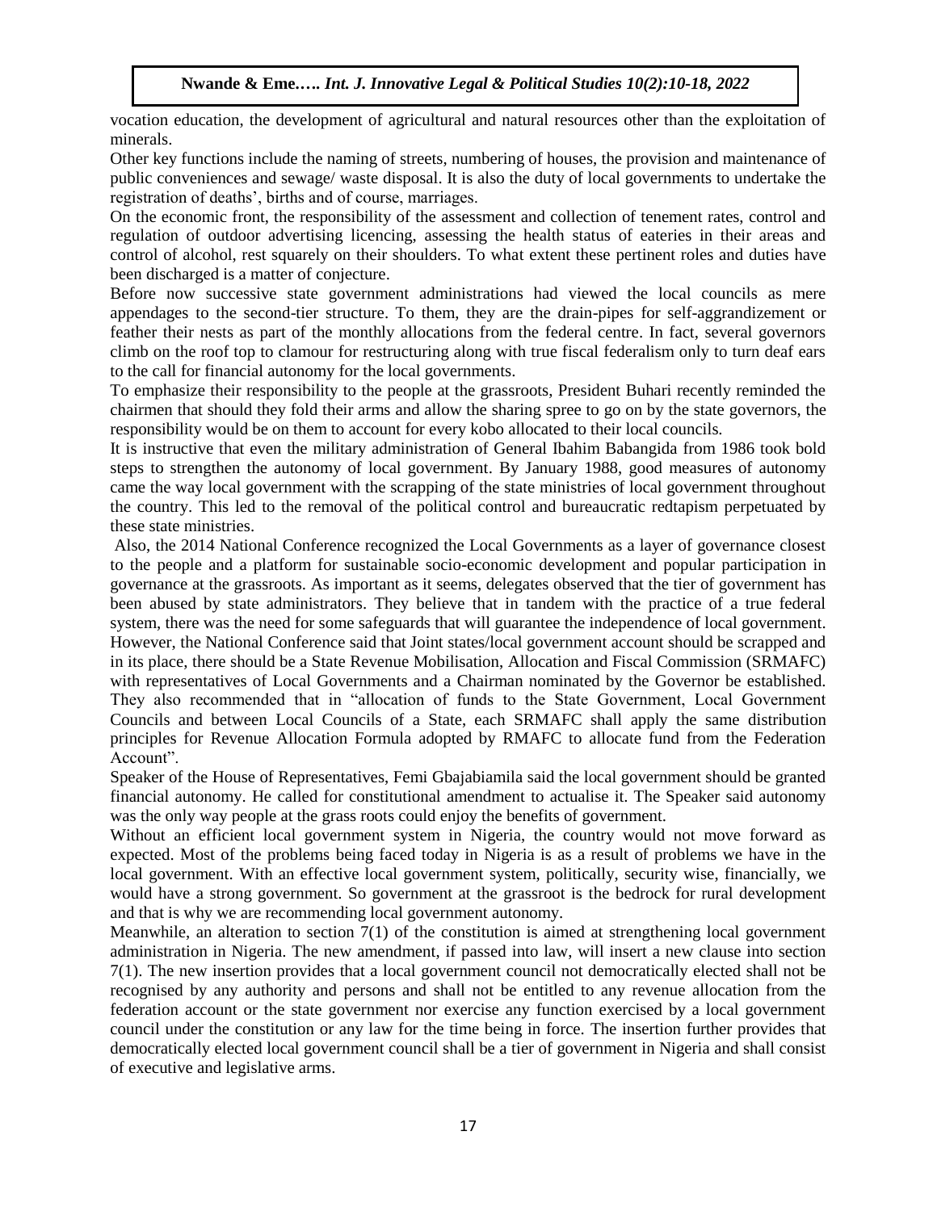vocation education, the development of agricultural and natural resources other than the exploitation of minerals.

Other key functions include the naming of streets, numbering of houses, the provision and maintenance of public conveniences and sewage/ waste disposal. It is also the duty of local governments to undertake the registration of deaths', births and of course, marriages.

On the economic front, the responsibility of the assessment and collection of tenement rates, control and regulation of outdoor advertising licencing, assessing the health status of eateries in their areas and control of alcohol, rest squarely on their shoulders. To what extent these pertinent roles and duties have been discharged is a matter of conjecture.

Before now successive state government administrations had viewed the local councils as mere appendages to the second-tier structure. To them, they are the drain-pipes for self-aggrandizement or feather their nests as part of the monthly allocations from the federal centre. In fact, several governors climb on the roof top to clamour for restructuring along with true fiscal federalism only to turn deaf ears to the call for financial autonomy for the local governments.

To emphasize their responsibility to the people at the grassroots, President Buhari recently reminded the chairmen that should they fold their arms and allow the sharing spree to go on by the state governors, the responsibility would be on them to account for every kobo allocated to their local councils.

It is instructive that even the military administration of General Ibahim Babangida from 1986 took bold steps to strengthen the autonomy of local government. By January 1988, good measures of autonomy came the way local government with the scrapping of the state ministries of local government throughout the country. This led to the removal of the political control and bureaucratic redtapism perpetuated by these state ministries.

Also, the 2014 National Conference recognized the Local Governments as a layer of governance closest to the people and a platform for sustainable socio-economic development and popular participation in governance at the grassroots. As important as it seems, delegates observed that the tier of government has been abused by state administrators. They believe that in tandem with the practice of a true federal system, there was the need for some safeguards that will guarantee the independence of local government. However, the National Conference said that Joint states/local government account should be scrapped and in its place, there should be a State Revenue Mobilisation, Allocation and Fiscal Commission (SRMAFC) with representatives of Local Governments and a Chairman nominated by the Governor be established. They also recommended that in "allocation of funds to the State Government, Local Government Councils and between Local Councils of a State, each SRMAFC shall apply the same distribution principles for Revenue Allocation Formula adopted by RMAFC to allocate fund from the Federation Account".

Speaker of the House of Representatives, Femi Gbajabiamila said the local government should be granted financial autonomy. He called for constitutional amendment to actualise it. The Speaker said autonomy was the only way people at the grass roots could enjoy the benefits of government.

Without an efficient local government system in Nigeria, the country would not move forward as expected. Most of the problems being faced today in Nigeria is as a result of problems we have in the local government. With an effective local government system, politically, security wise, financially, we would have a strong government. So government at the grassroot is the bedrock for rural development and that is why we are recommending local government autonomy.

Meanwhile, an alteration to section 7(1) of the constitution is aimed at strengthening local government administration in Nigeria. The new amendment, if passed into law, will insert a new clause into section 7(1). The new insertion provides that a local government council not democratically elected shall not be recognised by any authority and persons and shall not be entitled to any revenue allocation from the federation account or the state government nor exercise any function exercised by a local government council under the constitution or any law for the time being in force. The insertion further provides that democratically elected local government council shall be a tier of government in Nigeria and shall consist of executive and legislative arms.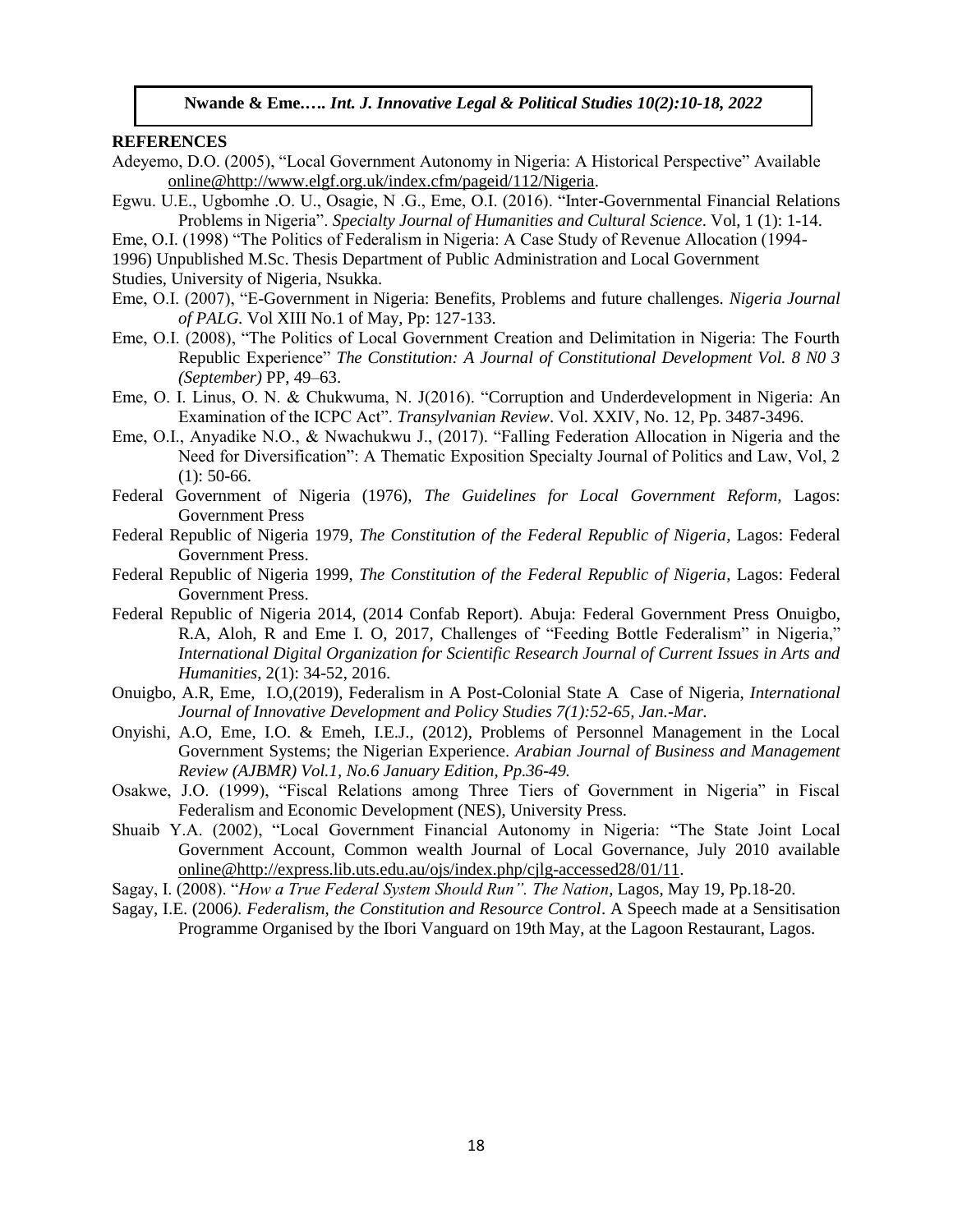## REFERENCES

Adeyemo, D.O. (2005), "Local Government Autonomy in Nigeria: A Historical Perspective" Available online@http://www.elgf.org.uk/index.cfm/pageid/112/Nigeria.

Egwu. U.E., Ugbomhe .O. U., Osagie, N .G., Eme, O.I. (2016). "Inter-Governmental Financial Relations Problems in Nigeria". *Specialty Journal of Humanities and Cultural Science*. Vol, 1 (1): 1-14.

Eme, O.I. (1998) "The Politics of Federalism in Nigeria: A Case Study of Revenue Allocation (1994-1996) Unpublished M.Sc. Thesis Department of Public Administration and Local Government Studies, University of Nigeria, Nsukka.

Eme, O.I. (2007), "E-Government in Nigeria: Benefits, Problems and future challenges. *Nigeria Journal of PALG*. Vol XIII No.1 of May, Pp: 127-133.

Eme, O.I. (2008), "The Politics of Local Government Creation and Delimitation in Nigeria: The Fourth Republic Experience" *The Constitution: A Journal of Constitutional Development Vol. 8 N0 3 (September)* PP, 49–63.

Eme, O. I. Linus, O. N. & Chukwuma, N. J(2016). "Corruption and Underdevelopment in Nigeria: An Examination of the ICPC Act". *Transylvanian Review*. Vol. XXIV, No. 12, Pp. 3487-3496.

Eme, O.I., Anyadike N.O., & Nwachukwu J., (2017). "Falling Federation Allocation in Nigeria and the Need for Diversification": A Thematic Exposition Specialty Journal of Politics and Law, Vol, 2 (1): 50-66.

Federal Government of Nigeria (1976), *The Guidelines for Local Government Reform*, Lagos: Government Press

Federal Republic of Nigeria 1979, *The Constitution of the Federal Republic of Nigeria*, Lagos: Federal Government Press.

Federal Republic of Nigeria 1999, *The Constitution of the Federal Republic of Nigeria*, Lagos: Federal Government Press.

Federal Republic of Nigeria 2014, (2014 Confab Report). Abuja: Federal Government Press Onuigbo, R.A, Aloh, R and Eme I. O, 2017, Challenges of "Feeding Bottle Federalism" in Nigeria," *International Digital Organization for Scientific Research Journal of Current Issues in Arts and Humanities,* 2(1): 34-52, 2016.

Onuigbo, A.R, Eme, I.O,(2019), Federalism in A Post-Colonial State A Case of Nigeria, *International Journal of Innovative Development and Policy Studies 7(1):52-65, Jan.-Mar.*

Onyishi, A.O, Eme, I.O. & Emeh, I.E.J., (2012), Problems of Personnel Management in the Local Government Systems; the Nigerian Experience. *Arabian Journal of Business and Management Review (AJBMR) Vol.1, No.6 January Edition, Pp.36-49.*

Osakwe, J.O. (1999), "Fiscal Relations among Three Tiers of Government in Nigeria" in Fiscal Federalism and Economic Development (NES), University Press.

Shuaib Y.A. (2002), "Local Government Financial Autonomy in Nigeria: "The State Joint Local Government Account, Common wealth Journal of Local Governance, July 2010 available online@http://express.lib.uts.edu.au/ojs/index.php/cjlg-accessed28/01/11.

Sagay, I. (2008). "*How a True Federal System Should Run". The Nation*, Lagos, May 19, Pp.18-20.

Sagay, I.E. (2006*). Federalism, the Constitution and Resource Control*. A Speech made at a Sensitisation Programme Organised by the Ibori Vanguard on 19th May, at the Lagoon Restaurant, Lagos.